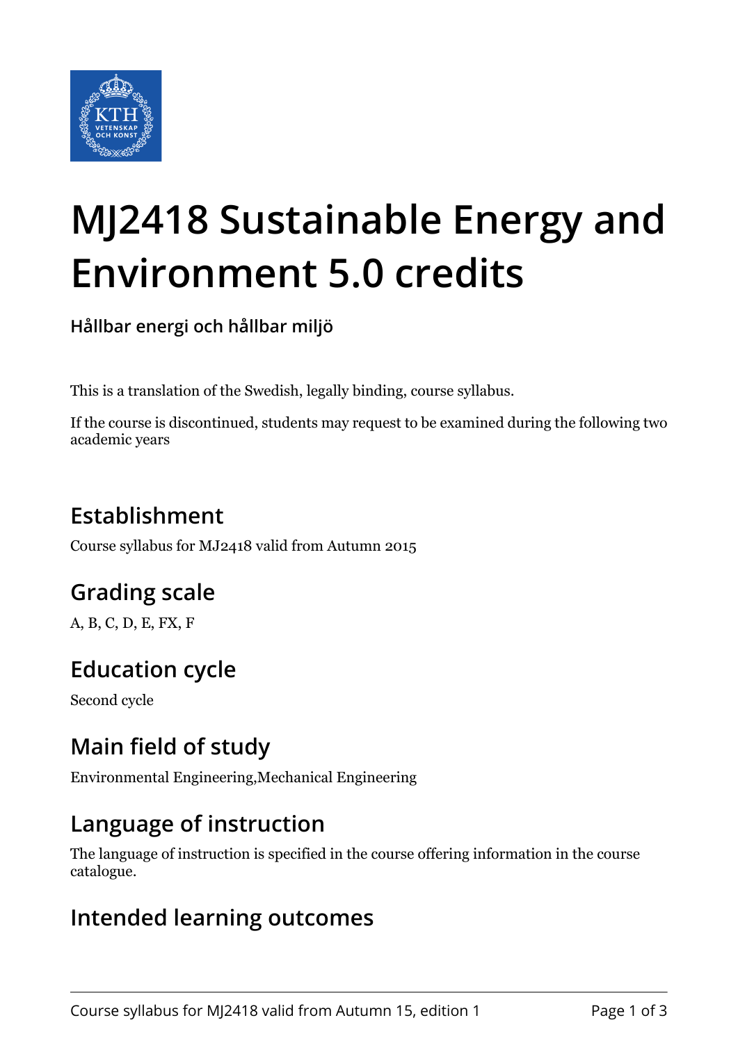# MJ2418 Sustainable Energy and Environment 5.0 credits

**Hållbar energi och hållbar miljö**

This is a translation of the Swedish, legally binding, course syllabus.

If the course is discontinued, students may request to be examined during the following two academic years

## Establishment

Course syllabus for MJ2418 valid from Autumn 2015

## Grading scale

A, B, C, D, E, FX, F

## Education cycle

Second cycle

## Main field of study

Environmental Engineering,Mechanical Engineering

## Language of instruction

The language of instruction is specified in the course offering information in the course catalogue.

## Intended learning outcomes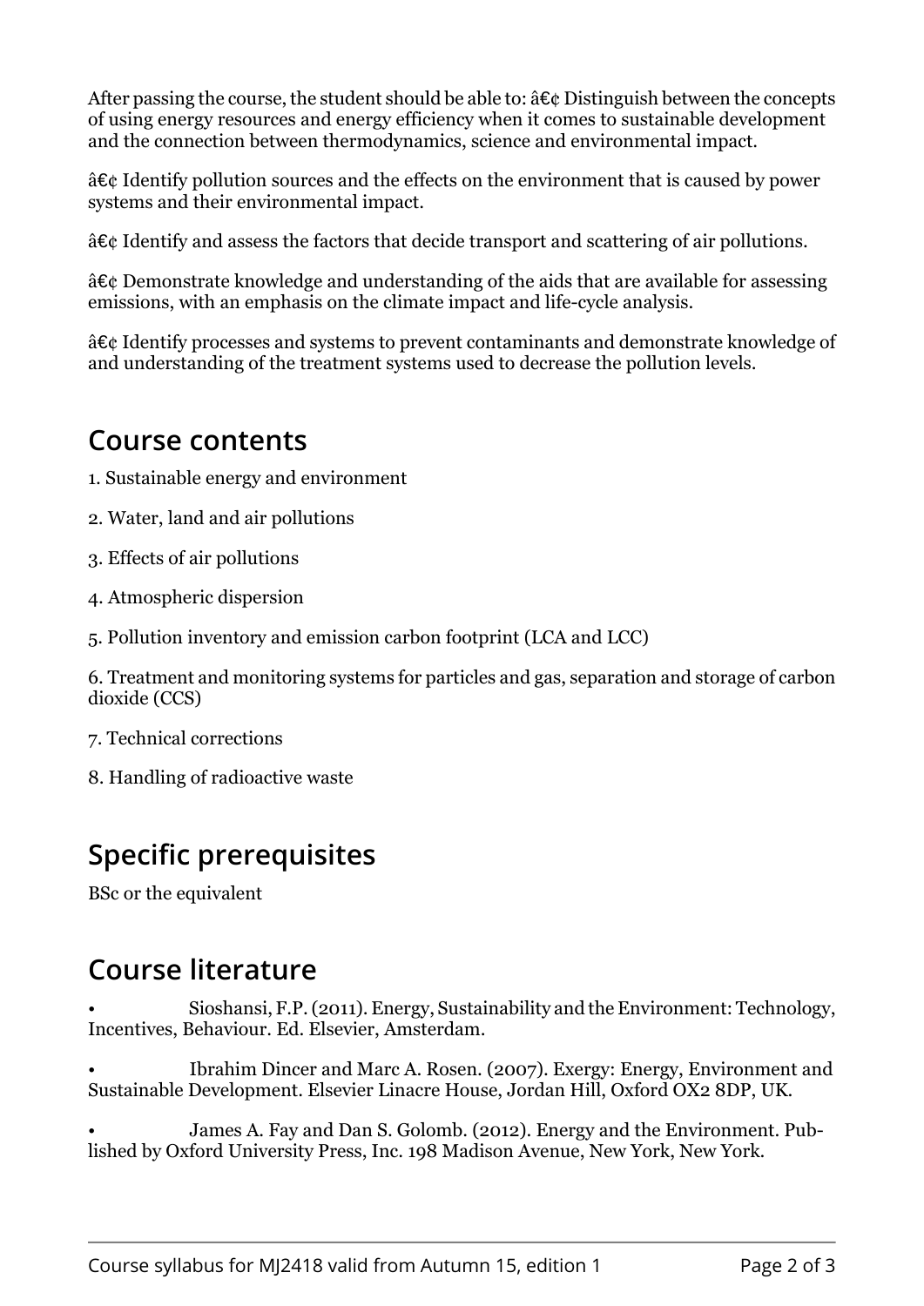After passing the course, the student should be able to: â€¢ Distinguish between the concepts of using energy resources and energy efficiency when it comes to sustainable development and the connection between thermodynamics, science and environmental impact.

â€¢ Identify pollution sources and the effects on the environment that is caused by power systems and their environmental impact.

â€¢ Identify and assess the factors that decide transport and scattering of air pollutions.

â€¢ Demonstrate knowledge and understanding of the aids that are available for assessing emissions, with an emphasis on the climate impact and life-cycle analysis.

â€¢ Identify processes and systems to prevent contaminants and demonstrate knowledge of and understanding of the treatment systems used to decrease the pollution levels.

## Course contents

1. Sustainable energy and environment

2. Water, land and air pollutions

3. Effects of air pollutions

4. Atmospheric dispersion

5. Pollution inventory and emission carbon footprint (LCA and LCC)

6. Treatment and monitoring systems for particles and gas, separation and storage of carbon dioxide (CCS)

7. Technical corrections

8. Handling of radioactive waste

## Specific prerequisites

BSc or the equivalent

## Course literature

- Sioshansi, F.P. (2011). Energy, Sustainability and the Environment: Technology, Incentives, Behaviour. Ed. Elsevier, Amsterdam.

- Ibrahim Dincer and Marc A. Rosen. (2007). Exergy: Energy, Environment and Sustainable Development. Elsevier Linacre House, Jordan Hill, Oxford OX2 8DP, UK.

- James A. Fay and Dan S. Golomb. (2012). Energy and the Environment. Published by Oxford University Press, Inc. 198 Madison Avenue, New York, New York.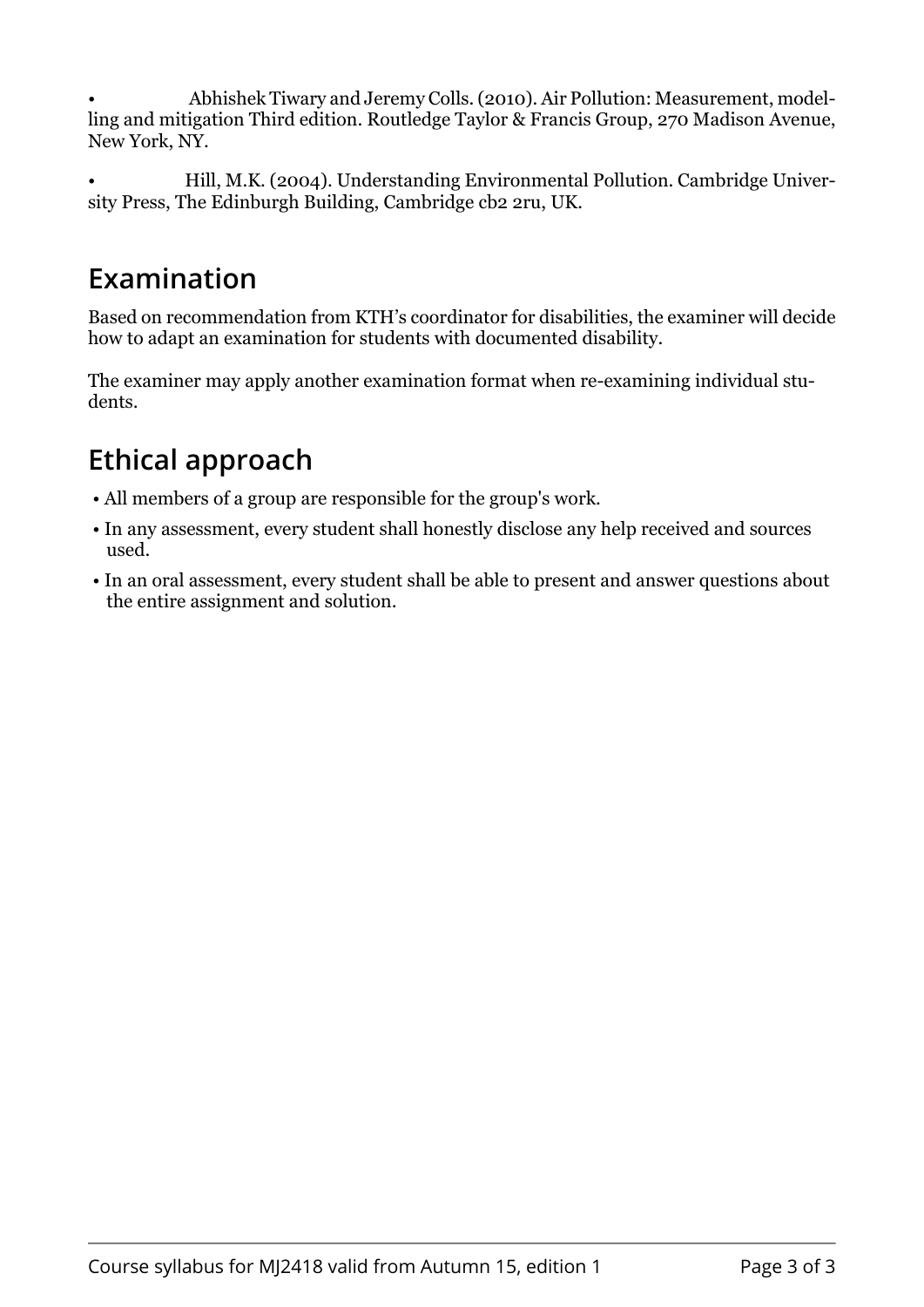- Abhishek Tiwary and Jeremy Colls. (2010). Air Pollution: Measurement, modelling and mitigation Third edition. Routledge Taylor & Francis Group, 270 Madison Avenue, New York, NY.

- Hill, M.K. (2004). Understanding Environmental Pollution. Cambridge University Press, The Edinburgh Building, Cambridge cb2 2ru, UK.

## Examination

Based on recommendation from KTH's coordinator for disabilities, the examiner will decide how to adapt an examination for students with documented disability.

The examiner may apply another examination format when re-examining individual students.

## Ethical approach

- All members of a group are responsible for the group's work.
- In any assessment, every student shall honestly disclose any help received and sources used.
- In an oral assessment, every student shall be able to present and answer questions about the entire assignment and solution.